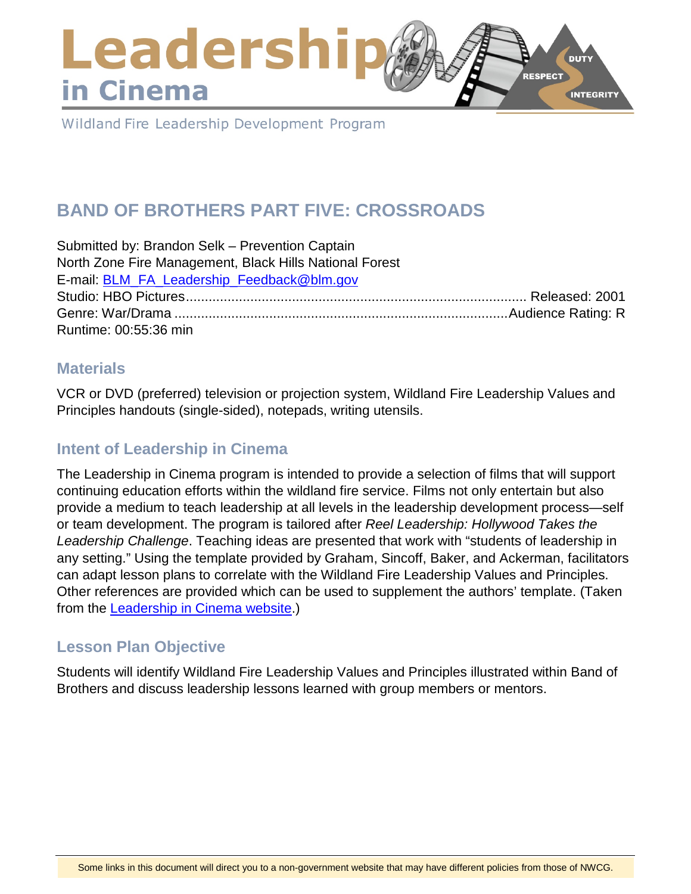# Leadership in Cinema

Wildland Fire Leadership Development Program

## BAND OF BROTHERS PART FIVE: CROSSROADS

Submitted by: Brandon Selk – Prevention Captain
North Zone Fire Management, Black Hills National Forest
E-mail: [BLM_FA_Leadership_Feedback@blm.gov](mailto:BLM_FA_Leadership_Feedback@blm.gov)
Studio: HBO Pictures.......................................................................................... Released: 2001
Genre: War/Drama .......................................................................................Audience Rating: R
Runtime: 00:55:36 min

### Materials

VCR or DVD (preferred) television or projection system, Wildland Fire Leadership Values and Principles handouts (single-sided), notepads, writing utensils.

### Intent of Leadership in Cinema

The Leadership in Cinema program is intended to provide a selection of films that will support continuing education efforts within the wildland fire service. Films not only entertain but also provide a medium to teach leadership at all levels in the leadership development process—self or team development. The program is tailored after *Reel Leadership: Hollywood Takes the Leadership Challenge*. Teaching ideas are presented that work with "students of leadership in any setting." Using the template provided by Graham, Sincoff, Baker, and Ackerman, facilitators can adapt lesson plans to correlate with the Wildland Fire Leadership Values and Principles. Other references are provided which can be used to supplement the authors' template. (Taken from the Leadership in Cinema website.)

### Lesson Plan Objective

Students will identify Wildland Fire Leadership Values and Principles illustrated within Band of Brothers and discuss leadership lessons learned with group members or mentors.

Some links in this document will direct you to a non-government website that may have different policies from those of NWCG.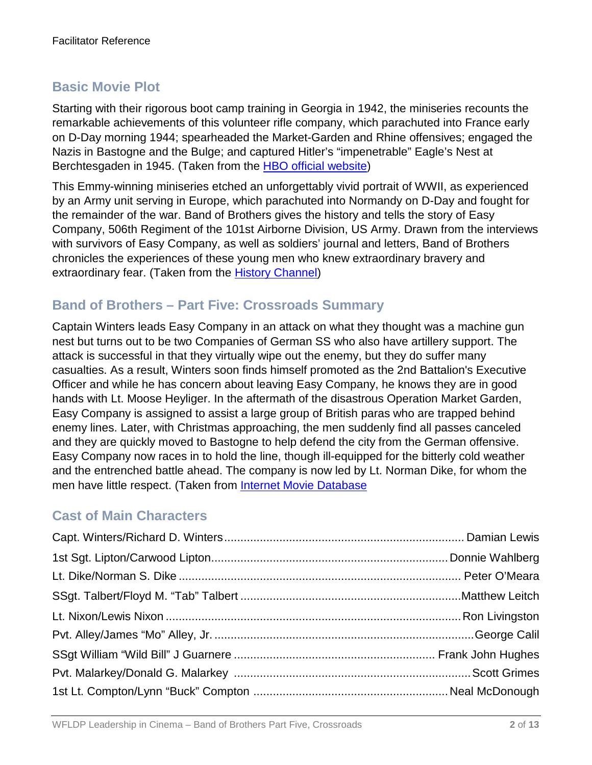## Basic Movie Plot

Starting with their rigorous boot camp training in Georgia in 1942, the miniseries recounts the remarkable achievements of this volunteer rifle company, which parachuted into France early on D-Day morning 1944; spearheaded the Market-Garden and Rhine offensives; engaged the Nazis in Bastogne and the Bulge; and captured Hitler's "impenetrable" Eagle's Nest at Berchtesgaden in 1945. (Taken from the [HBO official website](#))

This Emmy-winning miniseries etched an unforgettably vivid portrait of WWII, as experienced by an Army unit serving in Europe, which parachuted into Normandy on D-Day and fought for the remainder of the war. Band of Brothers gives the history and tells the story of Easy Company, 506th Regiment of the 101st Airborne Division, US Army. Drawn from the interviews with survivors of Easy Company, as well as soldiers' journal and letters, Band of Brothers chronicles the experiences of these young men who knew extraordinary bravery and extraordinary fear. (Taken from the [History Channel](#))

## Band of Brothers – Part Five: Crossroads Summary

Captain Winters leads Easy Company in an attack on what they thought was a machine gun nest but turns out to be two Companies of German SS who also have artillery support. The attack is successful in that they virtually wipe out the enemy, but they do suffer many casualties. As a result, Winters soon finds himself promoted as the 2nd Battalion's Executive Officer and while he has concern about leaving Easy Company, he knows they are in good hands with Lt. Moose Heyliger. In the aftermath of the disastrous Operation Market Garden, Easy Company is assigned to assist a large group of British paras who are trapped behind enemy lines. Later, with Christmas approaching, the men suddenly find all passes canceled and they are quickly moved to Bastogne to help defend the city from the German offensive. Easy Company now races in to hold the line, though ill-equipped for the bitterly cold weather and the entrenched battle ahead. The company is now led by Lt. Norman Dike, for whom the men have little respect. (Taken from [Internet Movie Database](#)

## Cast of Main Characters

Capt. Winters/Richard D. Winters ........ Damian Lewis

1st Sgt. Lipton/Carwood Lipton ........ Donnie Wahlberg

Lt. Dike/Norman S. Dike ........ Peter O'Meara

SSgt. Talbert/Floyd M. "Tab" Talbert ........ Matthew Leitch

Lt. Nixon/Lewis Nixon ........ Ron Livingston

Pvt. Alley/James "Mo" Alley, Jr. ........ George Calil

SSgt William "Wild Bill" J Guarnere ........ Frank John Hughes

Pvt. Malarkey/Donald G. Malarkey ........ Scott Grimes

1st Lt. Compton/Lynn "Buck" Compton ........ Neal McDonough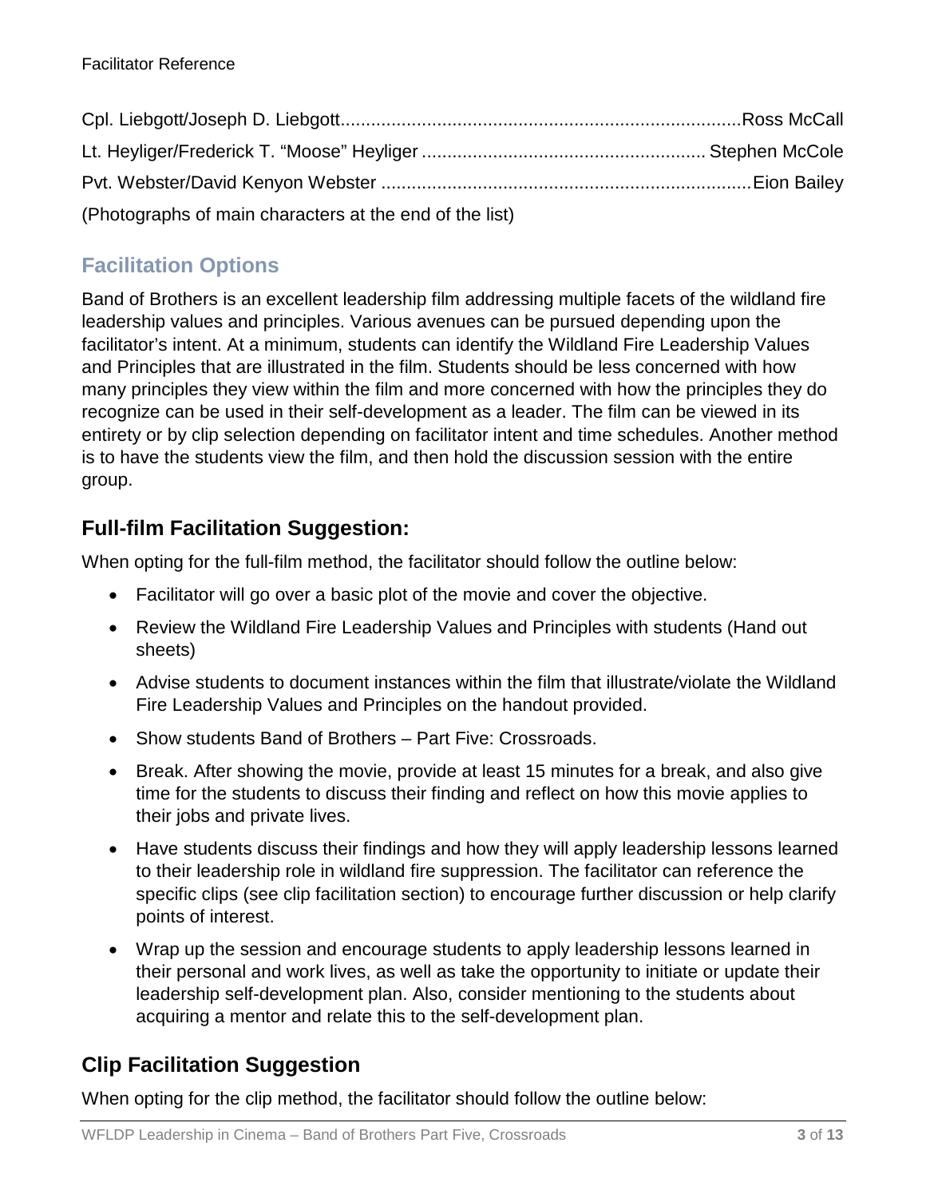Cpl. Liebgott/Joseph D. Liebgott...............................................................................Ross McCall

Lt. Heyliger/Frederick T. "Moose" Heyliger ........................................................ Stephen McCole

Pvt. Webster/David Kenyon Webster .........................................................................Eion Bailey

(Photographs of main characters at the end of the list)

## Facilitation Options

Band of Brothers is an excellent leadership film addressing multiple facets of the wildland fire leadership values and principles. Various avenues can be pursued depending upon the facilitator's intent. At a minimum, students can identify the Wildland Fire Leadership Values and Principles that are illustrated in the film. Students should be less concerned with how many principles they view within the film and more concerned with how the principles they do recognize can be used in their self-development as a leader. The film can be viewed in its entirety or by clip selection depending on facilitator intent and time schedules. Another method is to have the students view the film, and then hold the discussion session with the entire group.

### Full-film Facilitation Suggestion:

When opting for the full-film method, the facilitator should follow the outline below:

- Facilitator will go over a basic plot of the movie and cover the objective.
- Review the Wildland Fire Leadership Values and Principles with students (Hand out sheets)
- Advise students to document instances within the film that illustrate/violate the Wildland Fire Leadership Values and Principles on the handout provided.
- Show students Band of Brothers – Part Five: Crossroads.
- Break. After showing the movie, provide at least 15 minutes for a break, and also give time for the students to discuss their finding and reflect on how this movie applies to their jobs and private lives.
- Have students discuss their findings and how they will apply leadership lessons learned to their leadership role in wildland fire suppression. The facilitator can reference the specific clips (see clip facilitation section) to encourage further discussion or help clarify points of interest.
- Wrap up the session and encourage students to apply leadership lessons learned in their personal and work lives, as well as take the opportunity to initiate or update their leadership self-development plan. Also, consider mentioning to the students about acquiring a mentor and relate this to the self-development plan.

### Clip Facilitation Suggestion

When opting for the clip method, the facilitator should follow the outline below: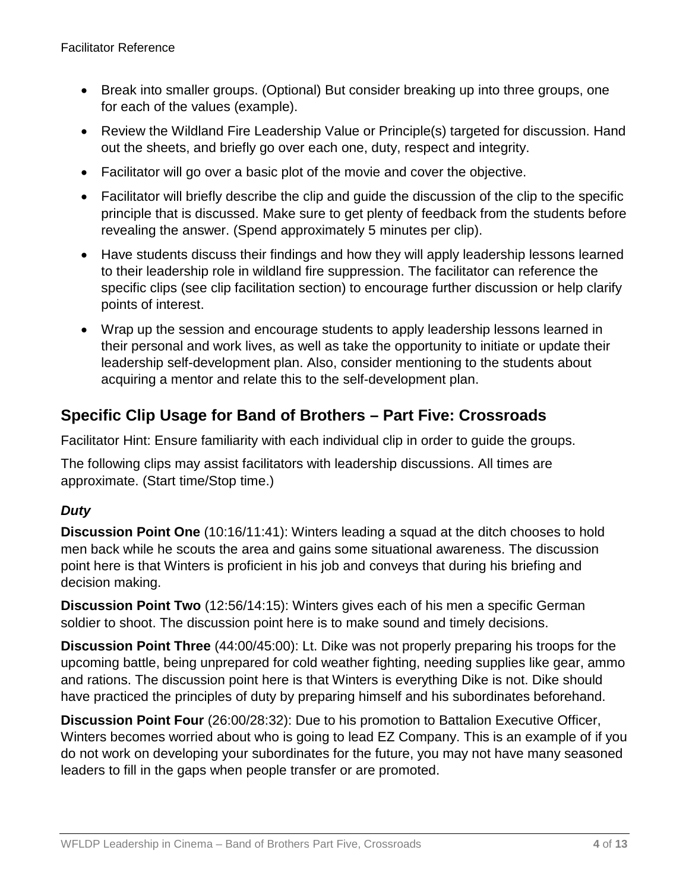- Break into smaller groups. (Optional) But consider breaking up into three groups, one for each of the values (example).
- Review the Wildland Fire Leadership Value or Principle(s) targeted for discussion. Hand out the sheets, and briefly go over each one, duty, respect and integrity.
- Facilitator will go over a basic plot of the movie and cover the objective.
- Facilitator will briefly describe the clip and guide the discussion of the clip to the specific principle that is discussed. Make sure to get plenty of feedback from the students before revealing the answer. (Spend approximately 5 minutes per clip).
- Have students discuss their findings and how they will apply leadership lessons learned to their leadership role in wildland fire suppression. The facilitator can reference the specific clips (see clip facilitation section) to encourage further discussion or help clarify points of interest.
- Wrap up the session and encourage students to apply leadership lessons learned in their personal and work lives, as well as take the opportunity to initiate or update their leadership self-development plan. Also, consider mentioning to the students about acquiring a mentor and relate this to the self-development plan.

## Specific Clip Usage for Band of Brothers – Part Five: Crossroads

Facilitator Hint: Ensure familiarity with each individual clip in order to guide the groups.

The following clips may assist facilitators with leadership discussions. All times are approximate. (Start time/Stop time.)

### *Duty*

**Discussion Point One** (10:16/11:41): Winters leading a squad at the ditch chooses to hold men back while he scouts the area and gains some situational awareness. The discussion point here is that Winters is proficient in his job and conveys that during his briefing and decision making.

**Discussion Point Two** (12:56/14:15): Winters gives each of his men a specific German soldier to shoot. The discussion point here is to make sound and timely decisions.

**Discussion Point Three** (44:00/45:00): Lt. Dike was not properly preparing his troops for the upcoming battle, being unprepared for cold weather fighting, needing supplies like gear, ammo and rations. The discussion point here is that Winters is everything Dike is not. Dike should have practiced the principles of duty by preparing himself and his subordinates beforehand.

**Discussion Point Four** (26:00/28:32): Due to his promotion to Battalion Executive Officer, Winters becomes worried about who is going to lead EZ Company. This is an example of if you do not work on developing your subordinates for the future, you may not have many seasoned leaders to fill in the gaps when people transfer or are promoted.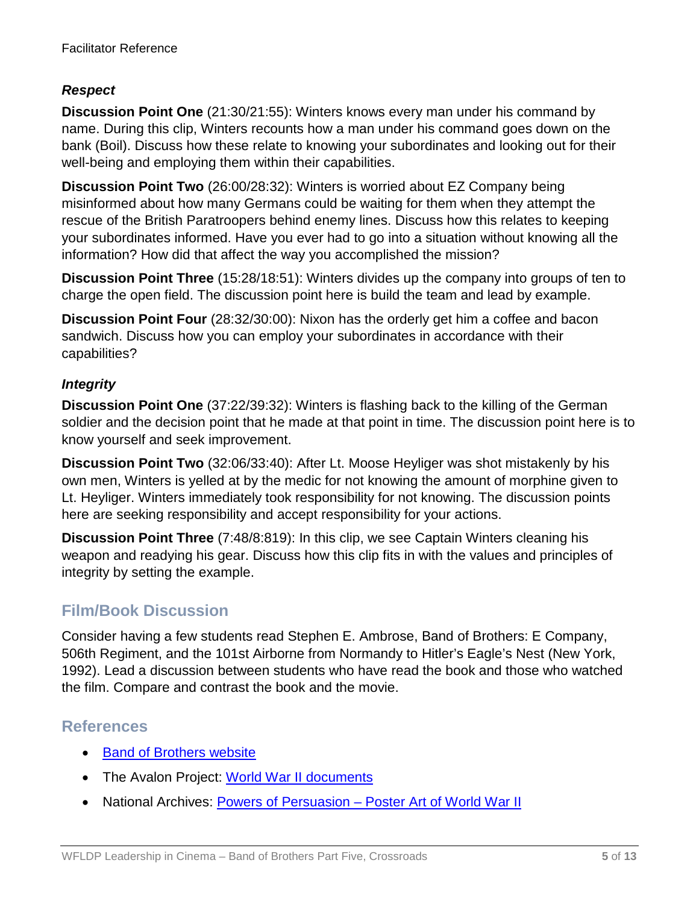### *Respect*

**Discussion Point One** (21:30/21:55): Winters knows every man under his command by name. During this clip, Winters recounts how a man under his command goes down on the bank (Boil). Discuss how these relate to knowing your subordinates and looking out for their well-being and employing them within their capabilities.

**Discussion Point Two** (26:00/28:32): Winters is worried about EZ Company being misinformed about how many Germans could be waiting for them when they attempt the rescue of the British Paratroopers behind enemy lines. Discuss how this relates to keeping your subordinates informed. Have you ever had to go into a situation without knowing all the information? How did that affect the way you accomplished the mission?

**Discussion Point Three** (15:28/18:51): Winters divides up the company into groups of ten to charge the open field. The discussion point here is build the team and lead by example.

**Discussion Point Four** (28:32/30:00): Nixon has the orderly get him a coffee and bacon sandwich. Discuss how you can employ your subordinates in accordance with their capabilities?

### *Integrity*

**Discussion Point One** (37:22/39:32): Winters is flashing back to the killing of the German soldier and the decision point that he made at that point in time. The discussion point here is to know yourself and seek improvement.

**Discussion Point Two** (32:06/33:40): After Lt. Moose Heyliger was shot mistakenly by his own men, Winters is yelled at by the medic for not knowing the amount of morphine given to Lt. Heyliger. Winters immediately took responsibility for not knowing. The discussion points here are seeking responsibility and accept responsibility for your actions.

**Discussion Point Three** (7:48/8:819): In this clip, we see Captain Winters cleaning his weapon and readying his gear. Discuss how this clip fits in with the values and principles of integrity by setting the example.

## Film/Book Discussion

Consider having a few students read Stephen E. Ambrose, Band of Brothers: E Company, 506th Regiment, and the 101st Airborne from Normandy to Hitler's Eagle's Nest (New York, 1992). Lead a discussion between students who have read the book and those who watched the film. Compare and contrast the book and the movie.

## References

- Band of Brothers website
- The Avalon Project: World War II documents
- National Archives: Powers of Persuasion – Poster Art of World War II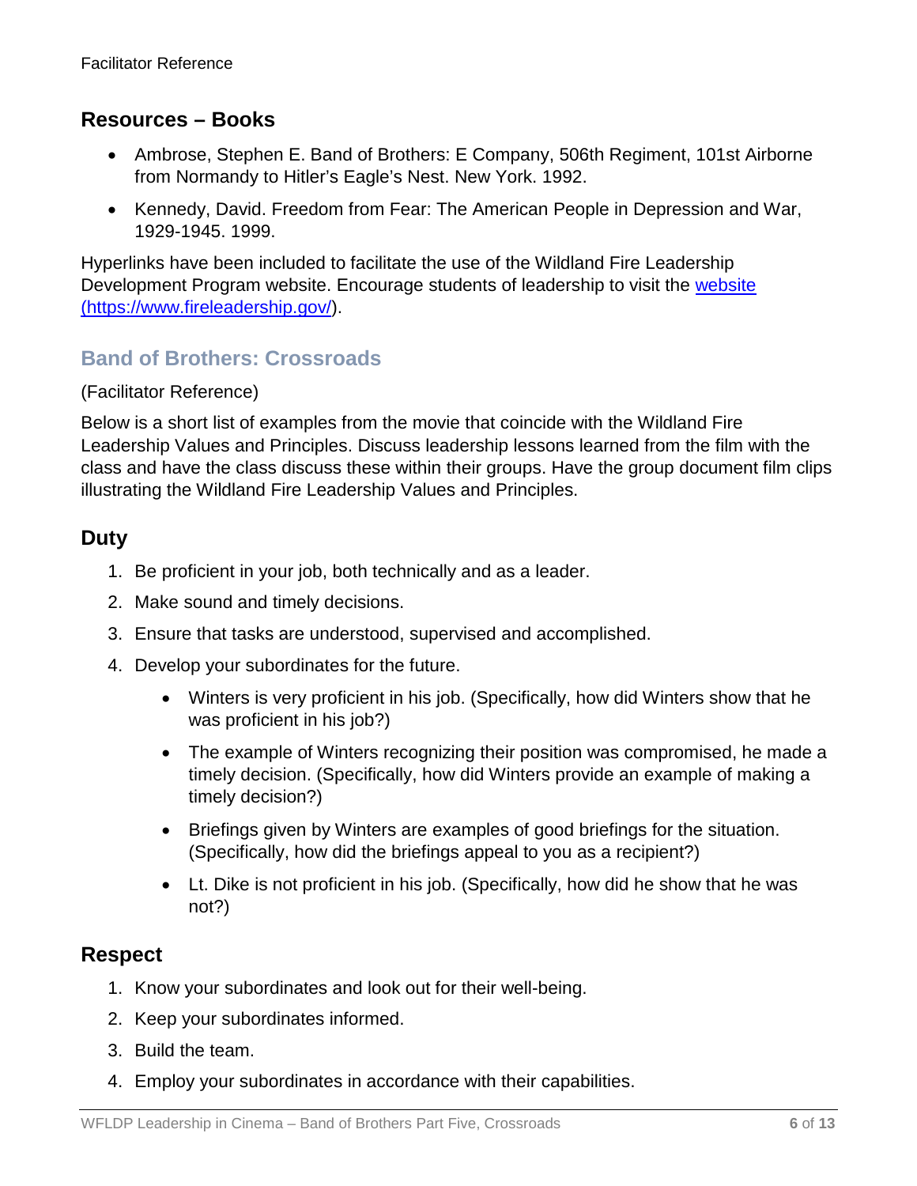## Resources – Books

- Ambrose, Stephen E. Band of Brothers: E Company, 506th Regiment, 101st Airborne from Normandy to Hitler's Eagle's Nest. New York. 1992.
- Kennedy, David. Freedom from Fear: The American People in Depression and War, 1929-1945. 1999.

Hyperlinks have been included to facilitate the use of the Wildland Fire Leadership Development Program website. Encourage students of leadership to visit the [website (https://www.fireleadership.gov/)](https://www.fireleadership.gov/).

## Band of Brothers: Crossroads

(Facilitator Reference)

Below is a short list of examples from the movie that coincide with the Wildland Fire Leadership Values and Principles. Discuss leadership lessons learned from the film with the class and have the class discuss these within their groups. Have the group document film clips illustrating the Wildland Fire Leadership Values and Principles.

## Duty

1. Be proficient in your job, both technically and as a leader.
2. Make sound and timely decisions.
3. Ensure that tasks are understood, supervised and accomplished.
4. Develop your subordinates for the future.
    - Winters is very proficient in his job. (Specifically, how did Winters show that he was proficient in his job?)
    - The example of Winters recognizing their position was compromised, he made a timely decision. (Specifically, how did Winters provide an example of making a timely decision?)
    - Briefings given by Winters are examples of good briefings for the situation. (Specifically, how did the briefings appeal to you as a recipient?)
    - Lt. Dike is not proficient in his job. (Specifically, how did he show that he was not?)

## Respect

1. Know your subordinates and look out for their well-being.
2. Keep your subordinates informed.
3. Build the team.
4. Employ your subordinates in accordance with their capabilities.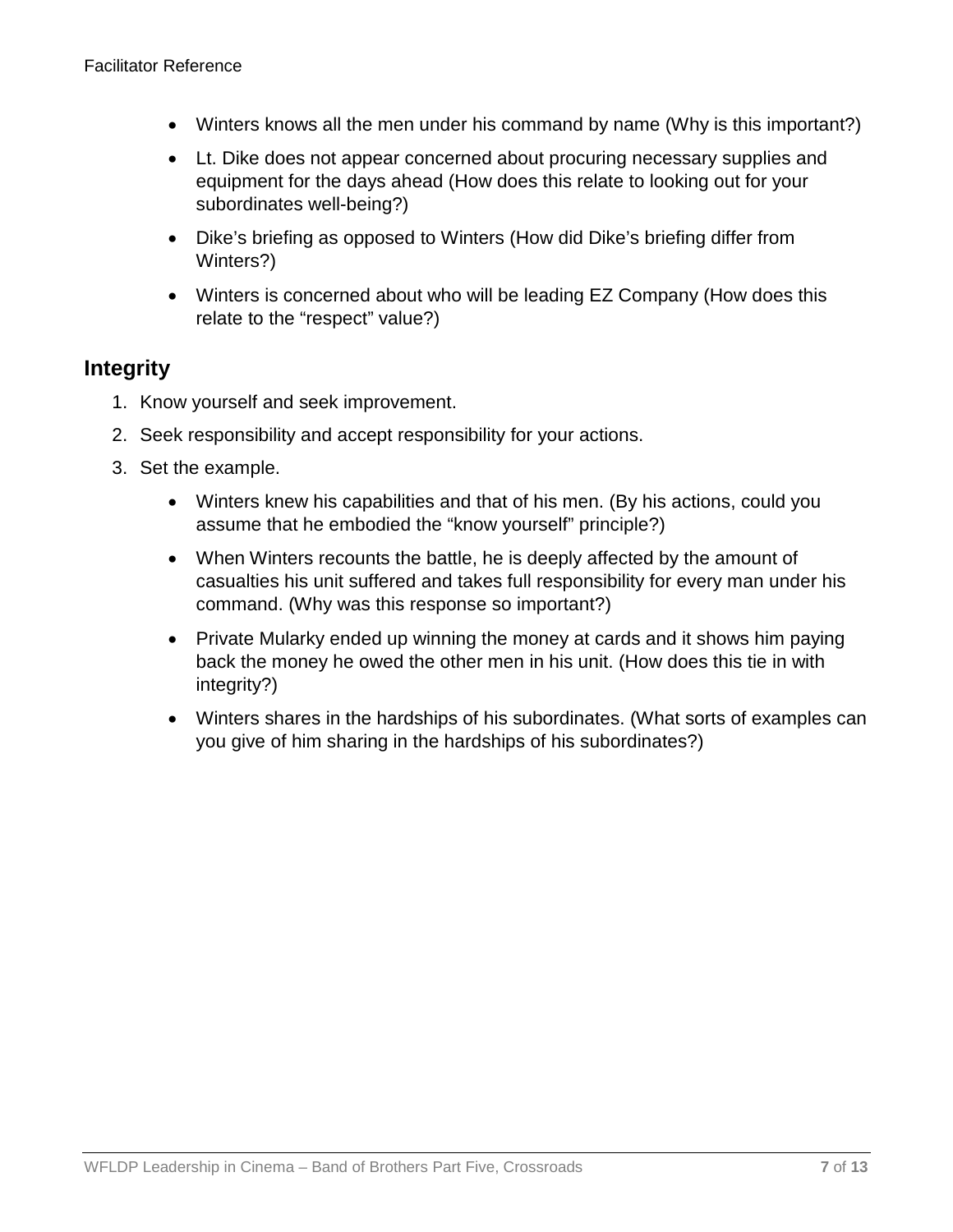- Winters knows all the men under his command by name (Why is this important?)
- Lt. Dike does not appear concerned about procuring necessary supplies and equipment for the days ahead (How does this relate to looking out for your subordinates well-being?)
- Dike's briefing as opposed to Winters (How did Dike's briefing differ from Winters?)
- Winters is concerned about who will be leading EZ Company (How does this relate to the "respect" value?)

## Integrity

1. Know yourself and seek improvement.
2. Seek responsibility and accept responsibility for your actions.
3. Set the example.

- Winters knew his capabilities and that of his men. (By his actions, could you assume that he embodied the "know yourself" principle?)
- When Winters recounts the battle, he is deeply affected by the amount of casualties his unit suffered and takes full responsibility for every man under his command. (Why was this response so important?)
- Private Mularky ended up winning the money at cards and it shows him paying back the money he owed the other men in his unit. (How does this tie in with integrity?)
- Winters shares in the hardships of his subordinates. (What sorts of examples can you give of him sharing in the hardships of his subordinates?)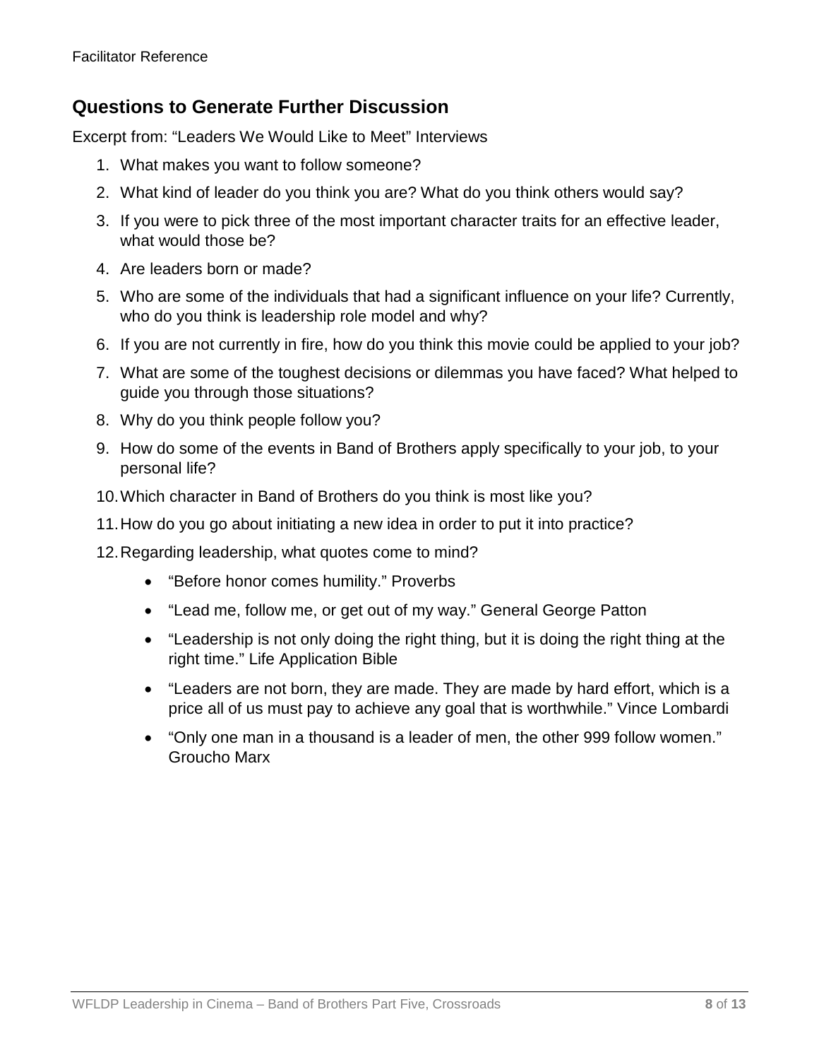## Questions to Generate Further Discussion

Excerpt from: "Leaders We Would Like to Meet" Interviews

1. What makes you want to follow someone?
2. What kind of leader do you think you are? What do you think others would say?
3. If you were to pick three of the most important character traits for an effective leader, what would those be?
4. Are leaders born or made?
5. Who are some of the individuals that had a significant influence on your life? Currently, who do you think is leadership role model and why?
6. If you are not currently in fire, how do you think this movie could be applied to your job?
7. What are some of the toughest decisions or dilemmas you have faced? What helped to guide you through those situations?
8. Why do you think people follow you?
9. How do some of the events in Band of Brothers apply specifically to your job, to your personal life?
10. Which character in Band of Brothers do you think is most like you?
11. How do you go about initiating a new idea in order to put it into practice?
12. Regarding leadership, what quotes come to mind?
    - "Before honor comes humility." Proverbs
    - "Lead me, follow me, or get out of my way." General George Patton
    - "Leadership is not only doing the right thing, but it is doing the right thing at the right time." Life Application Bible
    - "Leaders are not born, they are made. They are made by hard effort, which is a price all of us must pay to achieve any goal that is worthwhile." Vince Lombardi
    - "Only one man in a thousand is a leader of men, the other 999 follow women." Groucho Marx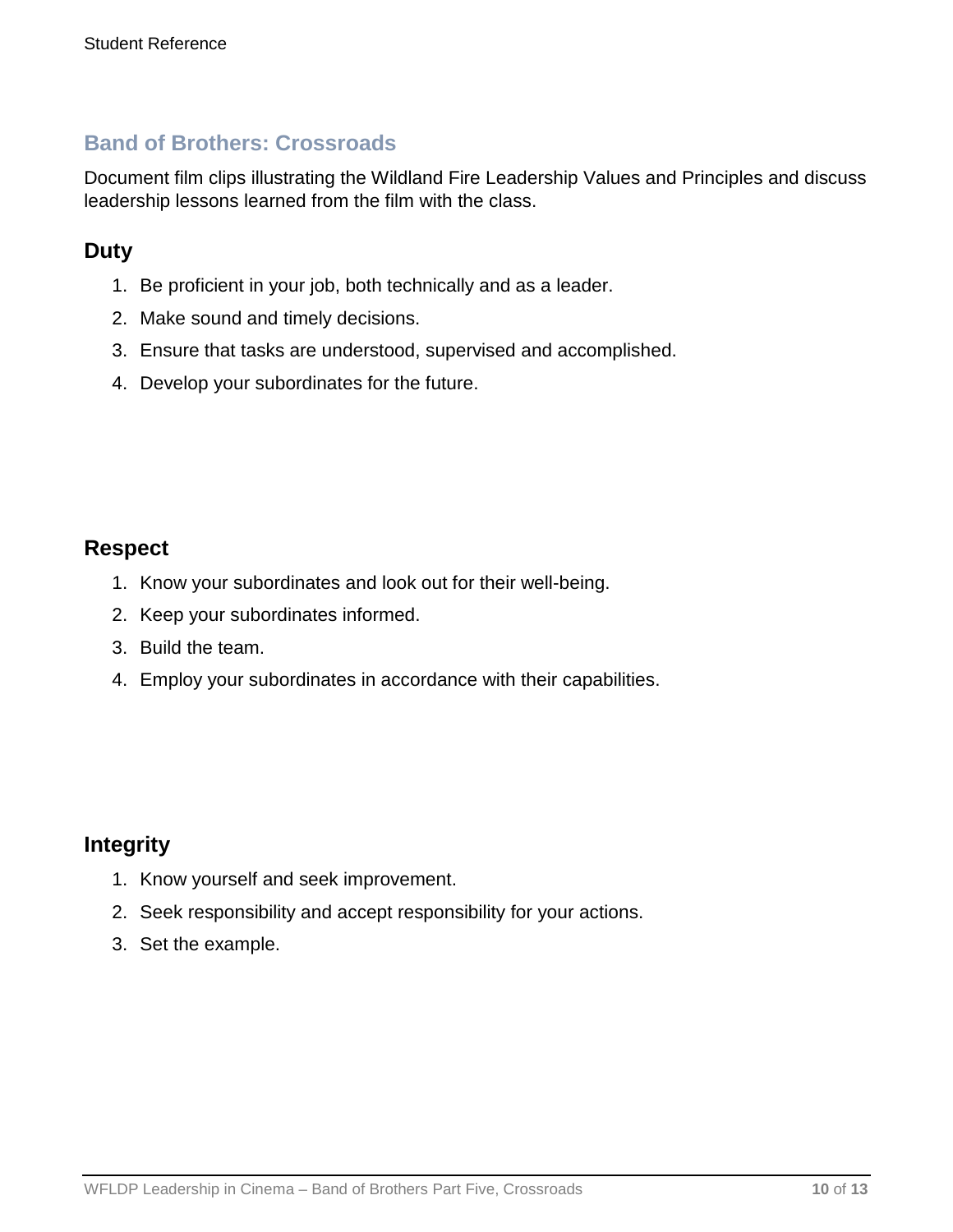## Band of Brothers: Crossroads

Document film clips illustrating the Wildland Fire Leadership Values and Principles and discuss leadership lessons learned from the film with the class.

### Duty

1. Be proficient in your job, both technically and as a leader.
2. Make sound and timely decisions.
3. Ensure that tasks are understood, supervised and accomplished.
4. Develop your subordinates for the future.

### Respect

1. Know your subordinates and look out for their well-being.
2. Keep your subordinates informed.
3. Build the team.
4. Employ your subordinates in accordance with their capabilities.

### Integrity

1. Know yourself and seek improvement.
2. Seek responsibility and accept responsibility for your actions.
3. Set the example.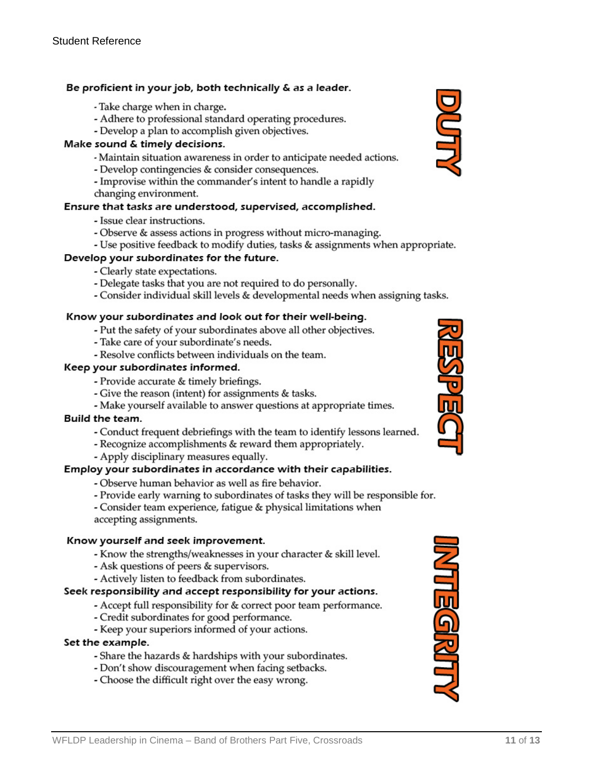## DUTY

**Be proficient in your job, both technically & as a leader.**

- Take charge when in charge.
- Adhere to professional standard operating procedures.
- Develop a plan to accomplish given objectives.

**Make sound & timely decisions.**

- Maintain situation awareness in order to anticipate needed actions.
- Develop contingencies & consider consequences.
- Improvise within the commander's intent to handle a rapidly changing environment.

**Ensure that tasks are understood, supervised, accomplished.**

- Issue clear instructions.
- Observe & assess actions in progress without micro-managing.
- Use positive feedback to modify duties, tasks & assignments when appropriate.

**Develop your subordinates for the future.**

- Clearly state expectations.
- Delegate tasks that you are not required to do personally.
- Consider individual skill levels & developmental needs when assigning tasks.

## RESPECT

**Know your subordinates and look out for their well-being.**

- Put the safety of your subordinates above all other objectives.
- Take care of your subordinate's needs.
- Resolve conflicts between individuals on the team.

**Keep your subordinates informed.**

- Provide accurate & timely briefings.
- Give the reason (intent) for assignments & tasks.
- Make yourself available to answer questions at appropriate times.

**Build the team.**

- Conduct frequent debriefings with the team to identify lessons learned.
- Recognize accomplishments & reward them appropriately.
- Apply disciplinary measures equally.

**Employ your subordinates in accordance with their capabilities.**

- Observe human behavior as well as fire behavior.
- Provide early warning to subordinates of tasks they will be responsible for.
- Consider team experience, fatigue & physical limitations when accepting assignments.

## INTEGRITY

**Know yourself and seek improvement.**

- Know the strengths/weaknesses in your character & skill level.
- Ask questions of peers & supervisors.
- Actively listen to feedback from subordinates.

**Seek responsibility and accept responsibility for your actions.**

- Accept full responsibility for & correct poor team performance.
- Credit subordinates for good performance.
- Keep your superiors informed of your actions.

**Set the example.**

- Share the hazards & hardships with your subordinates.
- Don't show discouragement when facing setbacks.
- Choose the difficult right over the easy wrong.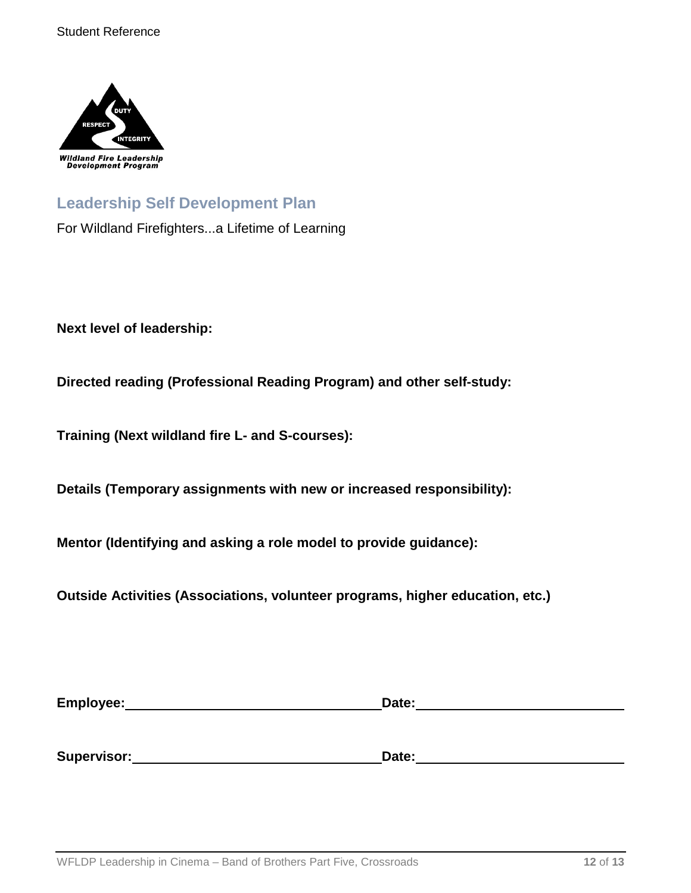## Leadership Self Development Plan

For Wildland Firefighters...a Lifetime of Learning

**Next level of leadership:**

**Directed reading (Professional Reading Program) and other self-study:**

**Training (Next wildland fire L- and S-courses):**

**Details (Temporary assignments with new or increased responsibility):**

**Mentor (Identifying and asking a role model to provide guidance):**

**Outside Activities (Associations, volunteer programs, higher education, etc.)**

**Employee:**\_\_\_\_\_\_\_\_\_\_\_\_\_\_\_\_\_\_\_\_\_\_\_\_\_\_\_\_\_\_ **Date:**\_\_\_\_\_\_\_\_\_\_\_\_\_\_\_\_\_\_\_\_\_\_\_\_

**Supervisor:**\_\_\_\_\_\_\_\_\_\_\_\_\_\_\_\_\_\_\_\_\_\_\_\_\_\_\_\_\_\_ **Date:**\_\_\_\_\_\_\_\_\_\_\_\_\_\_\_\_\_\_\_\_\_\_\_\_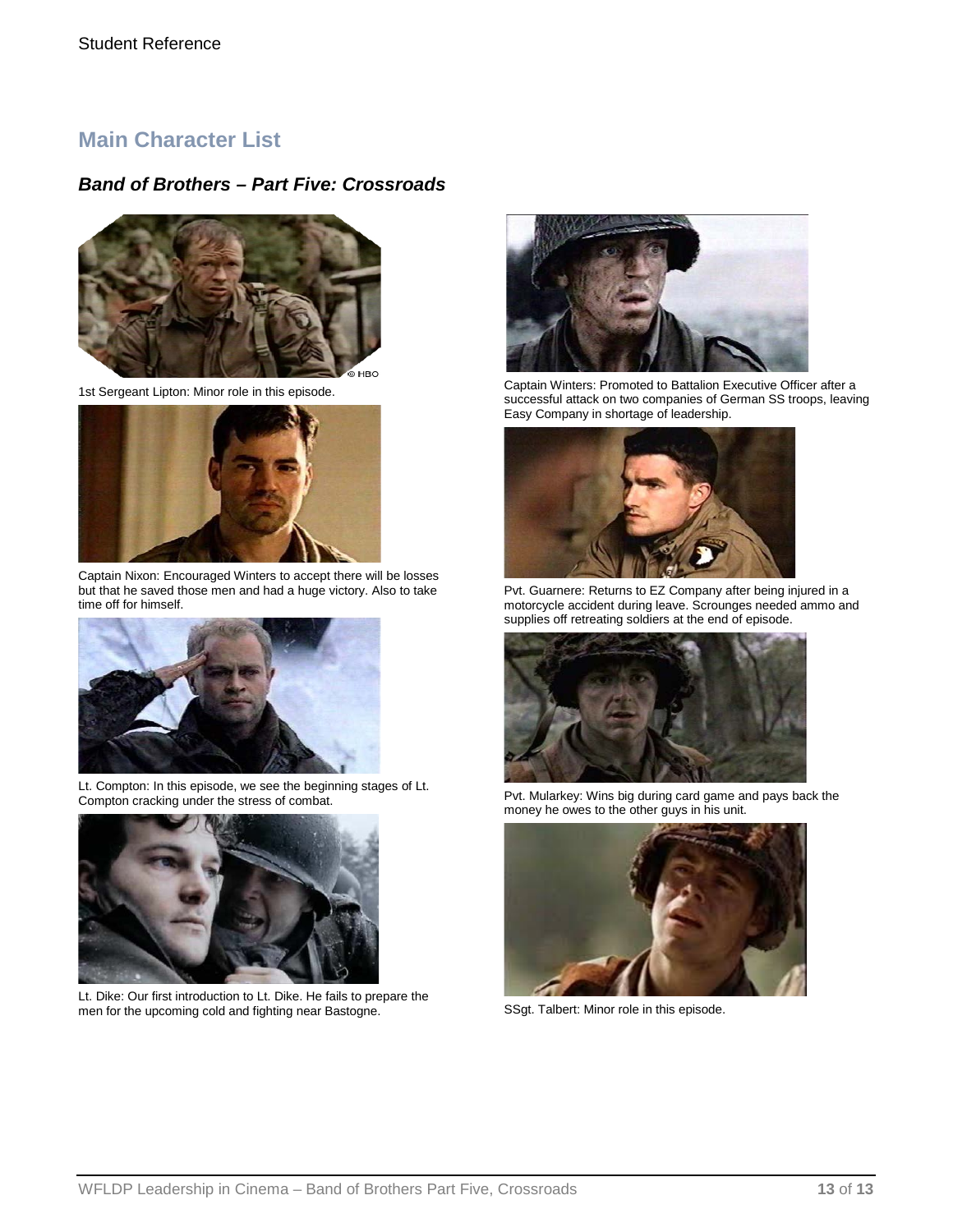Student Reference

## Main Character List

### *Band of Brothers – Part Five: Crossroads*

1st Sergeant Lipton: Minor role in this episode.

Captain Nixon: Encouraged Winters to accept there will be losses but that he saved those men and had a huge victory. Also to take time off for himself.

Lt. Compton: In this episode, we see the beginning stages of Lt. Compton cracking under the stress of combat.

Lt. Dike: Our first introduction to Lt. Dike. He fails to prepare the men for the upcoming cold and fighting near Bastogne.

Captain Winters: Promoted to Battalion Executive Officer after a successful attack on two companies of German SS troops, leaving Easy Company in shortage of leadership.

Pvt. Guarnere: Returns to EZ Company after being injured in a motorcycle accident during leave. Scrounges needed ammo and supplies off retreating soldiers at the end of episode.

Pvt. Mularkey: Wins big during card game and pays back the money he owes to the other guys in his unit.

SSgt. Talbert: Minor role in this episode.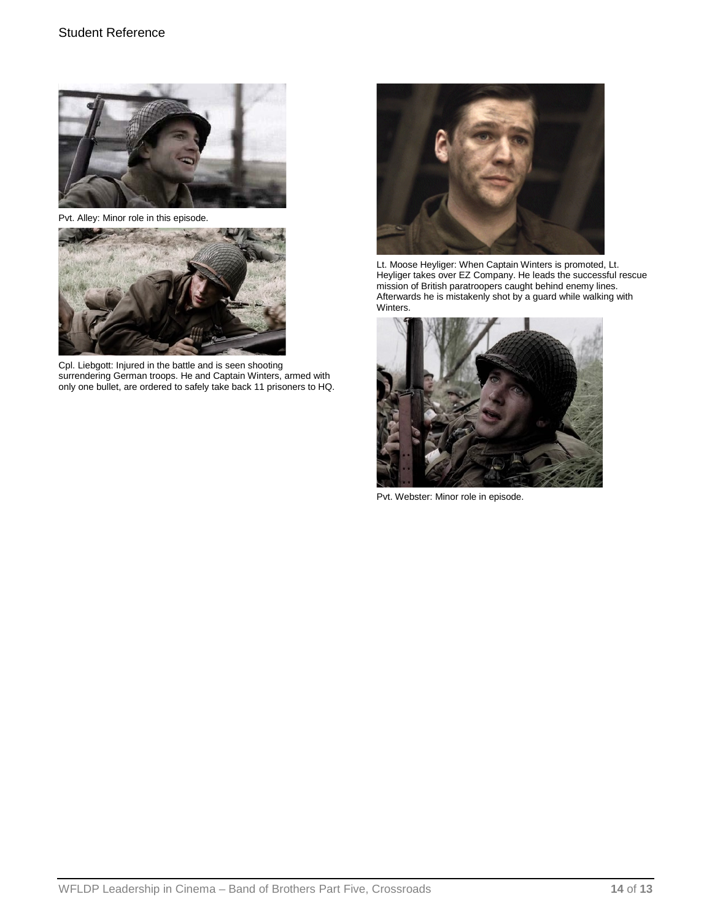Pvt. Alley: Minor role in this episode.

Cpl. Liebgott: Injured in the battle and is seen shooting surrendering German troops. He and Captain Winters, armed with only one bullet, are ordered to safely take back 11 prisoners to HQ.

Lt. Moose Heyliger: When Captain Winters is promoted, Lt. Heyliger takes over EZ Company. He leads the successful rescue mission of British paratroopers caught behind enemy lines. Afterwards he is mistakenly shot by a guard while walking with Winters.

Pvt. Webster: Minor role in episode.